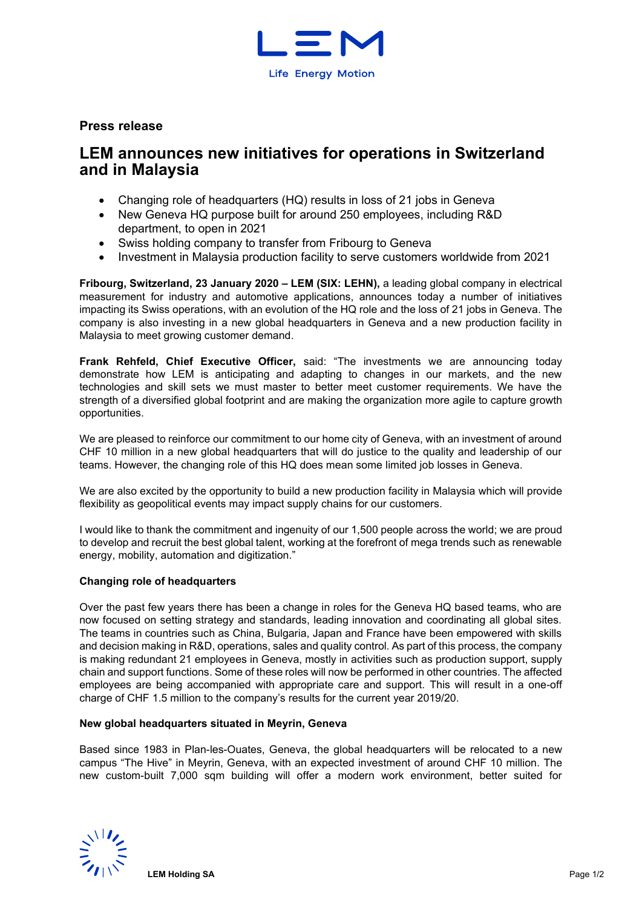**Press release**

# LEM announces new initiatives for operations in Switzerland and in Malaysia

- Changing role of headquarters (HQ) results in loss of 21 jobs in Geneva
- New Geneva HQ purpose built for around 250 employees, including R&D department, to open in 2021
- Swiss holding company to transfer from Fribourg to Geneva
- Investment in Malaysia production facility to serve customers worldwide from 2021

**Fribourg, Switzerland, 23 January 2020 – LEM (SIX: LEHN),** a leading global company in electrical measurement for industry and automotive applications, announces today a number of initiatives impacting its Swiss operations, with an evolution of the HQ role and the loss of 21 jobs in Geneva. The company is also investing in a new global headquarters in Geneva and a new production facility in Malaysia to meet growing customer demand.

**Frank Rehfeld, Chief Executive Officer,** said: "The investments we are announcing today demonstrate how LEM is anticipating and adapting to changes in our markets, and the new technologies and skill sets we must master to better meet customer requirements. We have the strength of a diversified global footprint and are making the organization more agile to capture growth opportunities.

We are pleased to reinforce our commitment to our home city of Geneva, with an investment of around CHF 10 million in a new global headquarters that will do justice to the quality and leadership of our teams. However, the changing role of this HQ does mean some limited job losses in Geneva.

We are also excited by the opportunity to build a new production facility in Malaysia which will provide flexibility as geopolitical events may impact supply chains for our customers.

I would like to thank the commitment and ingenuity of our 1,500 people across the world; we are proud to develop and recruit the best global talent, working at the forefront of mega trends such as renewable energy, mobility, automation and digitization."

**Changing role of headquarters**

Over the past few years there has been a change in roles for the Geneva HQ based teams, who are now focused on setting strategy and standards, leading innovation and coordinating all global sites. The teams in countries such as China, Bulgaria, Japan and France have been empowered with skills and decision making in R&D, operations, sales and quality control. As part of this process, the company is making redundant 21 employees in Geneva, mostly in activities such as production support, supply chain and support functions. Some of these roles will now be performed in other countries. The affected employees are being accompanied with appropriate care and support. This will result in a one-off charge of CHF 1.5 million to the company's results for the current year 2019/20.

**New global headquarters situated in Meyrin, Geneva**

Based since 1983 in Plan-les-Ouates, Geneva, the global headquarters will be relocated to a new campus "The Hive" in Meyrin, Geneva, with an expected investment of around CHF 10 million. The new custom-built 7,000 sqm building will offer a modern work environment, better suited for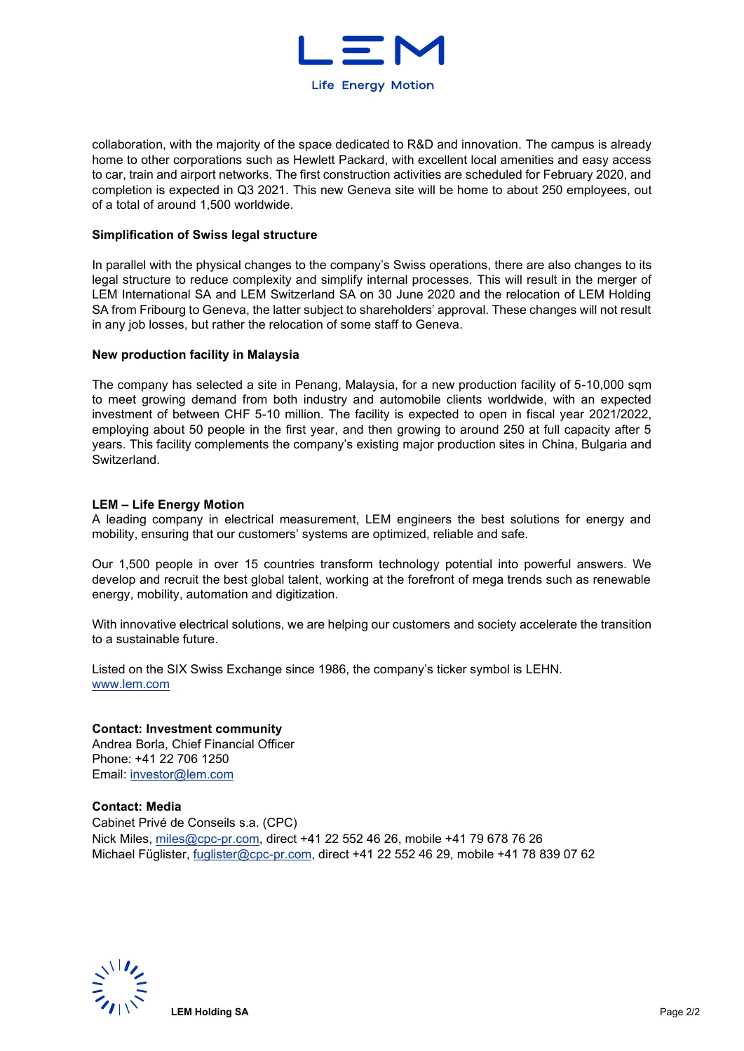collaboration, with the majority of the space dedicated to R&D and innovation. The campus is already home to other corporations such as Hewlett Packard, with excellent local amenities and easy access to car, train and airport networks. The first construction activities are scheduled for February 2020, and completion is expected in Q3 2021. This new Geneva site will be home to about 250 employees, out of a total of around 1,500 worldwide.

**Simplification of Swiss legal structure**

In parallel with the physical changes to the company's Swiss operations, there are also changes to its legal structure to reduce complexity and simplify internal processes. This will result in the merger of LEM International SA and LEM Switzerland SA on 30 June 2020 and the relocation of LEM Holding SA from Fribourg to Geneva, the latter subject to shareholders' approval. These changes will not result in any job losses, but rather the relocation of some staff to Geneva.

**New production facility in Malaysia**

The company has selected a site in Penang, Malaysia, for a new production facility of 5-10,000 sqm to meet growing demand from both industry and automobile clients worldwide, with an expected investment of between CHF 5-10 million. The facility is expected to open in fiscal year 2021/2022, employing about 50 people in the first year, and then growing to around 250 at full capacity after 5 years. This facility complements the company's existing major production sites in China, Bulgaria and Switzerland.

**LEM – Life Energy Motion**

A leading company in electrical measurement, LEM engineers the best solutions for energy and mobility, ensuring that our customers' systems are optimized, reliable and safe.

Our 1,500 people in over 15 countries transform technology potential into powerful answers. We develop and recruit the best global talent, working at the forefront of mega trends such as renewable energy, mobility, automation and digitization.

With innovative electrical solutions, we are helping our customers and society accelerate the transition to a sustainable future.

Listed on the SIX Swiss Exchange since 1986, the company's ticker symbol is LEHN.
www.lem.com

**Contact: Investment community**
Andrea Borla, Chief Financial Officer
Phone: +41 22 706 1250
Email: investor@lem.com

**Contact: Media**
Cabinet Privé de Conseils s.a. (CPC)
Nick Miles, miles@cpc-pr.com, direct +41 22 552 46 26, mobile +41 79 678 76 26
Michael Füglister, fuglister@cpc-pr.com, direct +41 22 552 46 29, mobile +41 78 839 07 62